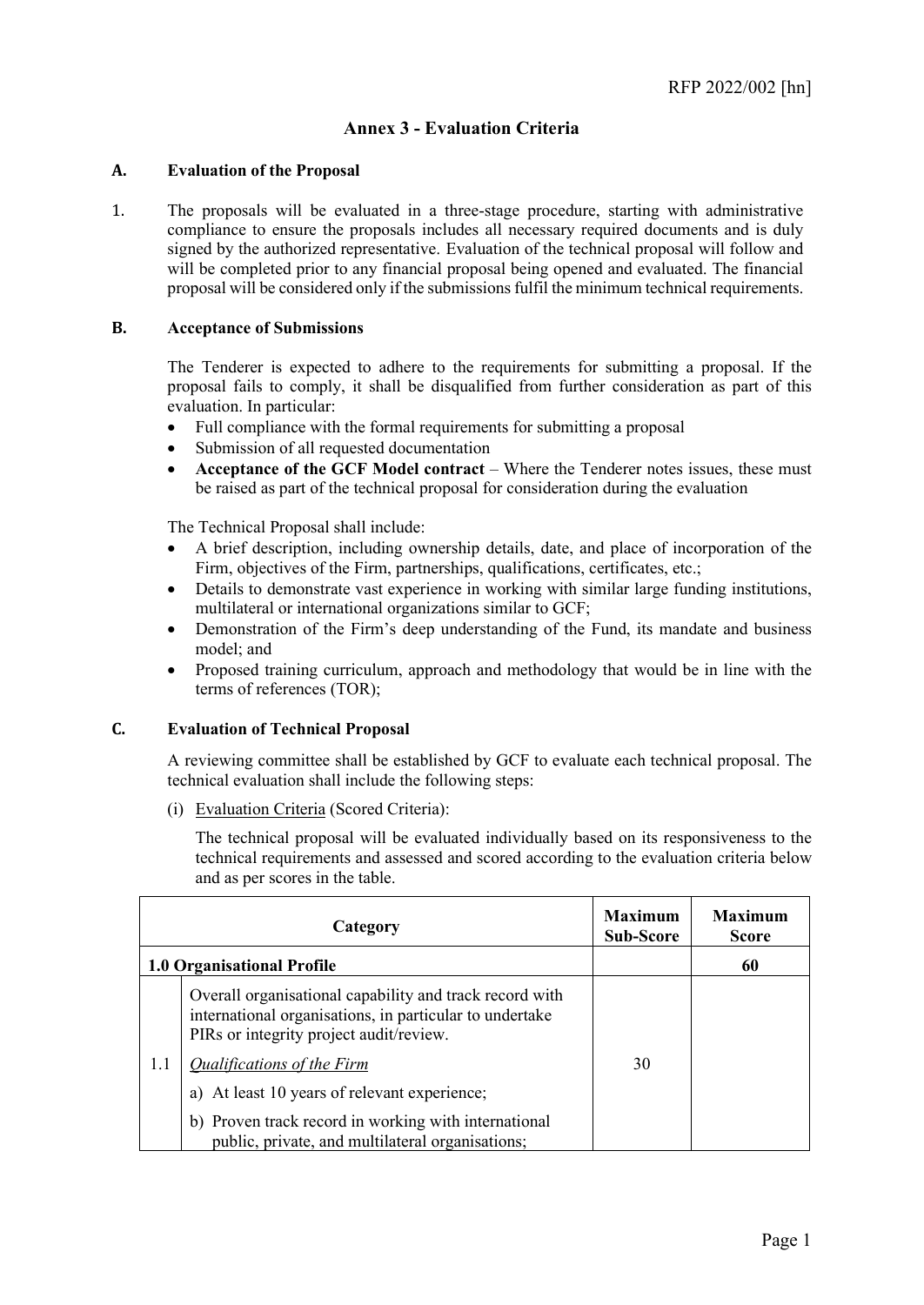RFP 2022/002 [hn]

# Annex 3 - Evaluation Criteria

## A. Evaluation of the Proposal

1. The proposals will be evaluated in a three-stage procedure, starting with administrative compliance to ensure the proposals includes all necessary required documents and is duly signed by the authorized representative. Evaluation of the technical proposal will follow and will be completed prior to any financial proposal being opened and evaluated. The financial proposal will be considered only if the submissions fulfil the minimum technical requirements.

## B. Acceptance of Submissions

The Tenderer is expected to adhere to the requirements for submitting a proposal. If the proposal fails to comply, it shall be disqualified from further consideration as part of this evaluation. In particular:

- Full compliance with the formal requirements for submitting a proposal
- Submission of all requested documentation
- **Acceptance of the GCF Model contract** – Where the Tenderer notes issues, these must be raised as part of the technical proposal for consideration during the evaluation

The Technical Proposal shall include:

- A brief description, including ownership details, date, and place of incorporation of the Firm, objectives of the Firm, partnerships, qualifications, certificates, etc.;
- Details to demonstrate vast experience in working with similar large funding institutions, multilateral or international organizations similar to GCF;
- Demonstration of the Firm's deep understanding of the Fund, its mandate and business model; and
- Proposed training curriculum, approach and methodology that would be in line with the terms of references (TOR);

## C. Evaluation of Technical Proposal

A reviewing committee shall be established by GCF to evaluate each technical proposal. The technical evaluation shall include the following steps:

(i) Evaluation Criteria (Scored Criteria):

The technical proposal will be evaluated individually based on its responsiveness to the technical requirements and assessed and scored according to the evaluation criteria below and as per scores in the table.

| Category | | Maximum Sub-Score | Maximum Score |
|---|---|---|---|
| **1.0 Organisational Profile** | | | **60** |
| 1.1 | Overall organisational capability and track record with international organisations, in particular to undertake PIRs or integrity project audit/review.<br>*Qualifications of the Firm*<br>a) At least 10 years of relevant experience;<br>b) Proven track record in working with international public, private, and multilateral organisations; | 30 | |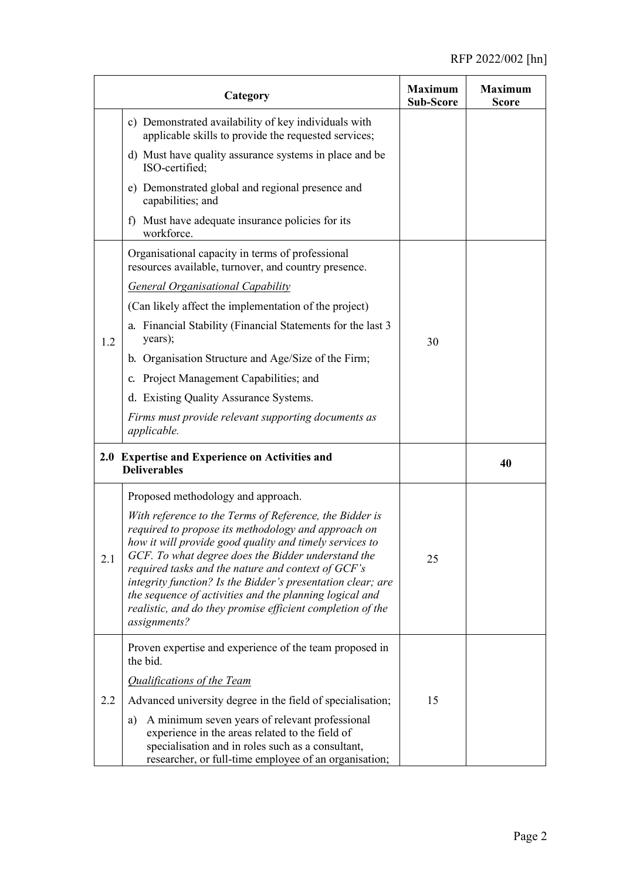| | Category | Maximum Sub-Score | Maximum Score |
|---|---|---|---|
| | c) Demonstrated availability of key individuals with applicable skills to provide the requested services;<br>d) Must have quality assurance systems in place and be ISO-certified;<br>e) Demonstrated global and regional presence and capabilities; and<br>f) Must have adequate insurance policies for its workforce. | | |
| 1.2 | Organisational capacity in terms of professional resources available, turnover, and country presence.<br>*General Organisational Capability*<br>(Can likely affect the implementation of the project)<br>a. Financial Stability (Financial Statements for the last 3 years);<br>b. Organisation Structure and Age/Size of the Firm;<br>c. Project Management Capabilities; and<br>d. Existing Quality Assurance Systems.<br>*Firms must provide relevant supporting documents as applicable.* | 30 | |
| **2.0** | **Expertise and Experience on Activities and Deliverables** | | **40** |
| 2.1 | Proposed methodology and approach.<br>*With reference to the Terms of Reference, the Bidder is required to propose its methodology and approach on how it will provide good quality and timely services to GCF. To what degree does the Bidder understand the required tasks and the nature and context of GCF's integrity function? Is the Bidder's presentation clear; are the sequence of activities and the planning logical and realistic, and do they promise efficient completion of the assignments?* | 25 | |
| 2.2 | Proven expertise and experience of the team proposed in the bid.<br>*Qualifications of the Team*<br>Advanced university degree in the field of specialisation;<br>a) A minimum seven years of relevant professional experience in the areas related to the field of specialisation and in roles such as a consultant, researcher, or full-time employee of an organisation; | 15 | |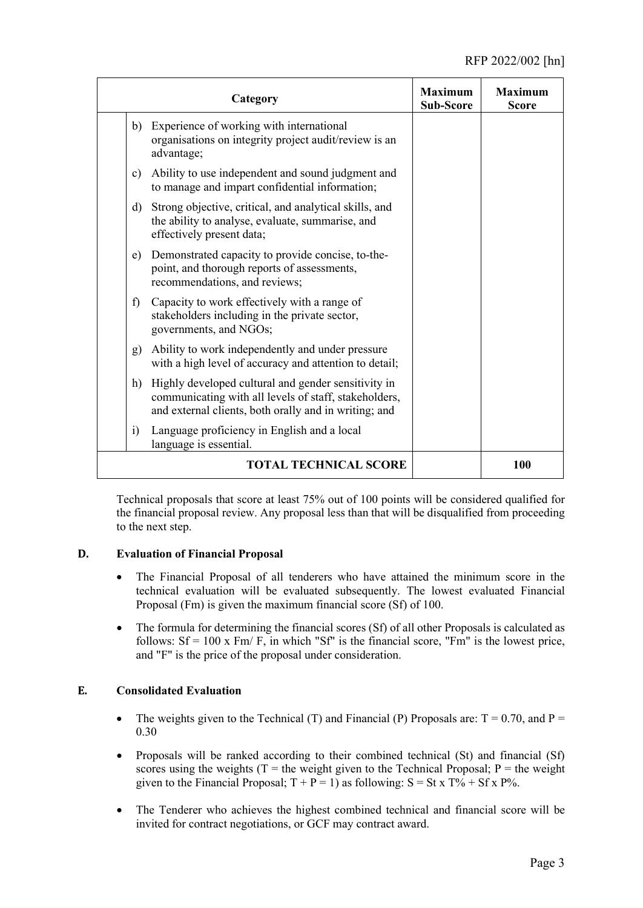| Category | | Maximum Sub-Score | Maximum Score |
|---|---|---|---|
| | b) Experience of working with international organisations on integrity project audit/review is an advantage; | | |
| | c) Ability to use independent and sound judgment and to manage and impart confidential information; | | |
| | d) Strong objective, critical, and analytical skills, and the ability to analyse, evaluate, summarise, and effectively present data; | | |
| | e) Demonstrated capacity to provide concise, to-the-point, and thorough reports of assessments, recommendations, and reviews; | | |
| | f) Capacity to work effectively with a range of stakeholders including in the private sector, governments, and NGOs; | | |
| | g) Ability to work independently and under pressure with a high level of accuracy and attention to detail; | | |
| | h) Highly developed cultural and gender sensitivity in communicating with all levels of staff, stakeholders, and external clients, both orally and in writing; and | | |
| | i) Language proficiency in English and a local language is essential. | | |
| **TOTAL TECHNICAL SCORE** | | | **100** |

Technical proposals that score at least 75% out of 100 points will be considered qualified for the financial proposal review. Any proposal less than that will be disqualified from proceeding to the next step.

**D. Evaluation of Financial Proposal**

- The Financial Proposal of all tenderers who have attained the minimum score in the technical evaluation will be evaluated subsequently. The lowest evaluated Financial Proposal (Fm) is given the maximum financial score (Sf) of 100.
- The formula for determining the financial scores (Sf) of all other Proposals is calculated as follows: $Sf = 100 \times Fm / F$, in which "Sf" is the financial score, "Fm" is the lowest price, and "F" is the price of the proposal under consideration.

**E. Consolidated Evaluation**

- The weights given to the Technical (T) and Financial (P) Proposals are: $T = 0.70$, and $P = 0.30$
- Proposals will be ranked according to their combined technical (St) and financial (Sf) scores using the weights (T = the weight given to the Technical Proposal; P = the weight given to the Financial Proposal; $T + P = 1$) as following: $S = St \times T\% + Sf \times P\%$.
- The Tenderer who achieves the highest combined technical and financial score will be invited for contract negotiations, or GCF may contract award.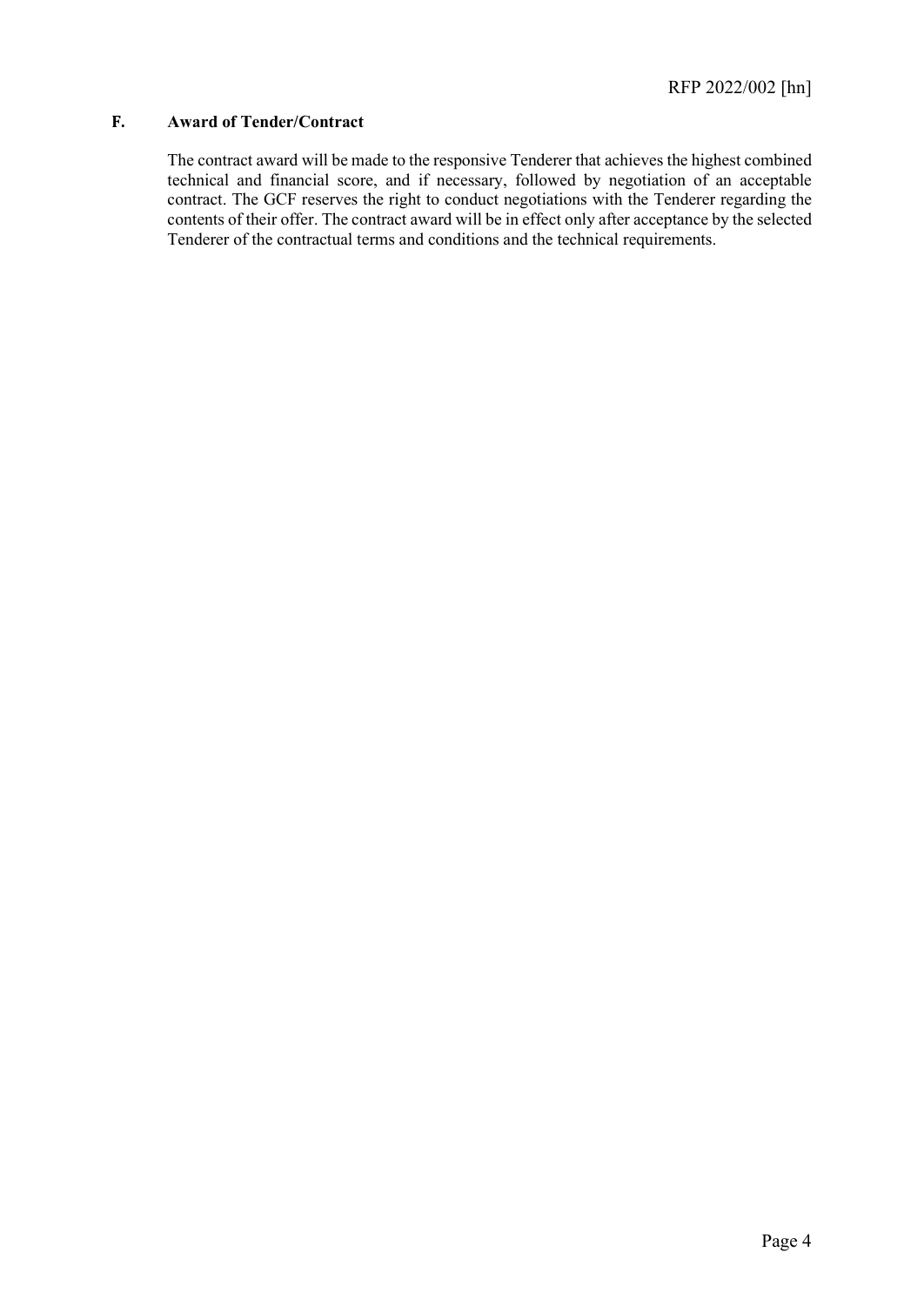## F. Award of Tender/Contract

The contract award will be made to the responsive Tenderer that achieves the highest combined technical and financial score, and if necessary, followed by negotiation of an acceptable contract. The GCF reserves the right to conduct negotiations with the Tenderer regarding the contents of their offer. The contract award will be in effect only after acceptance by the selected Tenderer of the contractual terms and conditions and the technical requirements.